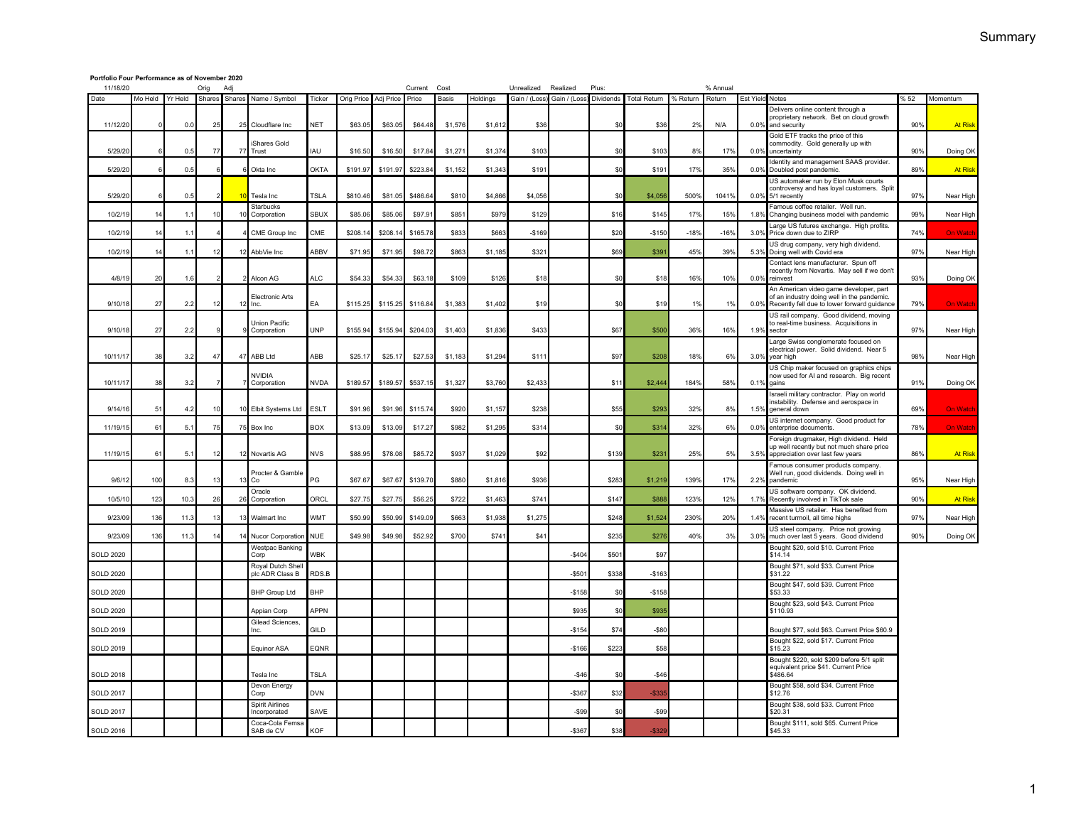**Portfolio Four Performance as of November 2020**

11/18/20

| Date | Mo Held | Yr Held | Orig Shares | Adj Shares | Name / Symbol | Ticker | Orig Price | Adj Price | Current Price | Cost Basis | Holdings | Unrealized Gain / (Loss) | Realized Gain / (Loss) | Plus: Dividends | Total Return | % Return | % Annual Return | Est Yield | Notes | % 52 | Momentum |
|---|---|---|---|---|---|---|---|---|---|---|---|---|---|---|---|---|---|---|---|---|---|
| 11/12/20 | 0 | 0.0 | 25 | 25 | Cloudflare Inc | NET | $63.05 | $63.05 | $64.48 | $1,576 | $1,612 | $36 | | $0 | $36 | 2% | N/A | 0.0% | Delivers online content through a proprietary network. Bet on cloud growth and security | 90% | At Risk |
| 5/29/20 | 6 | 0.5 | 77 | 77 | iShares Gold Trust | IAU | $16.50 | $16.50 | $17.84 | $1,271 | $1,374 | $103 | | $0 | $103 | 8% | 17% | 0.0% | Gold ETF tracks the price of this commodity. Gold generally up with uncertainty | 90% | Doing OK |
| 5/29/20 | 6 | 0.5 | 6 | 6 | Okta Inc | OKTA | $191.97 | $191.97 | $223.84 | $1,152 | $1,343 | $191 | | $0 | $191 | 17% | 35% | 0.0% | Identity and management SAAS provider. Doubled post pandemic. | 89% | At Risk |
| 5/29/20 | 6 | 0.5 | 2 | 10 | Tesla Inc | TSLA | $810.46 | $81.05 | $486.64 | $810 | $4,866 | $4,056 | | $0 | $4,056 | 500% | 1041% | 0.0% | US automaker run by Elon Musk courts controversy and has loyal customers. Split 5/1 recently | 97% | Near High |
| 10/2/19 | 14 | 1.1 | 10 | 10 | Starbucks Corporation | SBUX | $85.06 | $85.06 | $97.91 | $851 | $979 | $129 | | $16 | $145 | 17% | 15% | 1.8% | Famous coffee retailer. Well run. Changing business model with pandemic | 99% | Near High |
| 10/2/19 | 14 | 1.1 | 4 | 4 | CME Group Inc | CME | $208.14 | $208.14 | $165.78 | $833 | $663 | -$169 | | $20 | -$150 | -18% | -16% | 3.0% | Large US futures exchange. High profits. Price down due to ZIRP | 74% | On Watch |
| 10/2/19 | 14 | 1.1 | 12 | 12 | AbbVie Inc | ABBV | $71.95 | $71.95 | $98.72 | $863 | $1,185 | $321 | | $69 | $391 | 45% | 39% | 5.3% | US drug company, very high dividend. Doing well with Covid era | 97% | Near High |
| 4/8/19 | 20 | 1.6 | 2 | 2 | Alcon AG | ALC | $54.33 | $54.33 | $63.18 | $109 | $126 | $18 | | $0 | $18 | 16% | 10% | 0.0% | Contact lens manufacturer. Spun off recently from Novartis. May sell if we don't reinvest | 93% | Doing OK |
| 9/10/18 | 27 | 2.2 | 12 | 12 | Electronic Arts Inc. | EA | $115.25 | $115.25 | $116.84 | $1,383 | $1,402 | $19 | | $0 | $19 | 1% | 1% | 0.0% | An American video game developer, part of an industry doing well in the pandemic. Recently fell due to lower forward guidance | 79% | On Watch |
| 9/10/18 | 27 | 2.2 | 9 | 9 | Union Pacific Corporation | UNP | $155.94 | $155.94 | $204.03 | $1,403 | $1,836 | $433 | | $67 | $500 | 36% | 16% | 1.9% | US rail company. Good dividend, moving to real-time business. Acquisitions in sector | 97% | Near High |
| 10/11/17 | 38 | 3.2 | 47 | 47 | ABB Ltd | ABB | $25.17 | $25.17 | $27.53 | $1,183 | $1,294 | $111 | | $97 | $208 | 18% | 6% | 3.0% | Large Swiss conglomerate focused on electrical power. Solid dividend. Near 5 year high | 98% | Near High |
| 10/11/17 | 38 | 3.2 | 7 | 7 | NVIDIA Corporation | NVDA | $189.57 | $189.57 | $537.15 | $1,327 | $3,760 | $2,433 | | $11 | $2,444 | 184% | 58% | 0.1% | US Chip maker focused on graphics chips now used for AI and research. Big recent gains | 91% | Doing OK |
| 9/14/16 | 51 | 4.2 | 10 | 10 | Elbit Systems Ltd | ESLT | $91.96 | $91.96 | $115.74 | $920 | $1,157 | $238 | | $55 | $293 | 32% | 8% | 1.5% | Israeli military contractor. Play on world instability. Defense and aerospace in general down | 69% | On Watch |
| 11/19/15 | 61 | 5.1 | 75 | 75 | Box Inc | BOX | $13.09 | $13.09 | $17.27 | $982 | $1,295 | $314 | | $0 | $314 | 32% | 6% | 0.0% | US internet company. Good product for enterprise documents. | 78% | On Watch |
| 11/19/15 | 61 | 5.1 | 12 | 12 | Novartis AG | NVS | $88.95 | $78.08 | $85.72 | $937 | $1,029 | $92 | | $139 | $231 | 25% | 5% | 3.5% | Foreign drugmaker, High dividend. Held up well recently but not much share price appreciation over last few years | 86% | At Risk |
| 9/6/12 | 100 | 8.3 | 13 | 13 | Procter & Gamble Co | PG | $67.67 | $67.67 | $139.70 | $880 | $1,816 | $936 | | $283 | $1,219 | 139% | 17% | 2.2% | Famous consumer products company. Well run, good dividends. Doing well in pandemic | 95% | Near High |
| 10/5/10 | 123 | 10.3 | 26 | 26 | Oracle Corporation | ORCL | $27.75 | $27.75 | $56.25 | $722 | $1,463 | $741 | | $147 | $888 | 123% | 12% | 1.7% | US software company. OK dividend. Recently involved in TikTok sale | 90% | At Risk |
| 9/23/09 | 136 | 11.3 | 13 | 13 | Walmart Inc | WMT | $50.99 | $50.99 | $149.09 | $663 | $1,938 | $1,275 | | $248 | $1,524 | 230% | 20% | 1.4% | Massive US retailer. Has benefited from recent turmoil, all time highs | 97% | Near High |
| 9/23/09 | 136 | 11.3 | 14 | 14 | Nucor Corporation | NUE | $49.98 | $49.98 | $52.92 | $700 | $741 | $41 | | $235 | $276 | 40% | 3% | 3.0% | US steel company. Price not growing much over last 5 years. Good dividend | 90% | Doing OK |
| SOLD 2020 | | | | | Westpac Banking Corp | WBK | | | | | | | -$404 | $501 | $97 | | | | Bought $20, sold $10. Current Price $14.14 | | |
| SOLD 2020 | | | | | Royal Dutch Shell plc ADR Class B | RDS.B | | | | | | | -$501 | $338 | -$163 | | | | Bought $71, sold $33. Current Price $31.22 | | |
| SOLD 2020 | | | | | BHP Group Ltd | BHP | | | | | | | -$158 | $0 | -$158 | | | | Bought $47, sold $39. Current Price $53.33 | | |
| SOLD 2020 | | | | | Appian Corp | APPN | | | | | | | $935 | $0 | $935 | | | | Bought $23, sold $43. Current Price $110.93 | | |
| SOLD 2019 | | | | | Gilead Sciences, Inc. | GILD | | | | | | | -$154 | $74 | -$80 | | | | Bought $77, sold $63. Current Price $60.9 | | |
| SOLD 2019 | | | | | Equinor ASA | EQNR | | | | | | | -$166 | $223 | $58 | | | | Bought $22, sold $17. Current Price $15.23 | | |
| SOLD 2018 | | | | | Tesla Inc | TSLA | | | | | | | -$46 | $0 | -$46 | | | | Bought $220, sold $209 before 5/1 split equivalent price $41. Current Price $486.64 | | |
| SOLD 2017 | | | | | Devon Energy Corp | DVN | | | | | | | -$367 | $32 | -$335 | | | | Bought $58, sold $34. Current Price $12.76 | | |
| SOLD 2017 | | | | | Spirit Airlines Incorporated | SAVE | | | | | | | -$99 | $0 | -$99 | | | | Bought $38, sold $33. Current Price $20.31 | | |
| SOLD 2016 | | | | | Coca-Cola Femsa SAB de CV | KOF | | | | | | | -$367 | $38 | -$329 | | | | Bought $111, sold $65. Current Price $45.33 | | |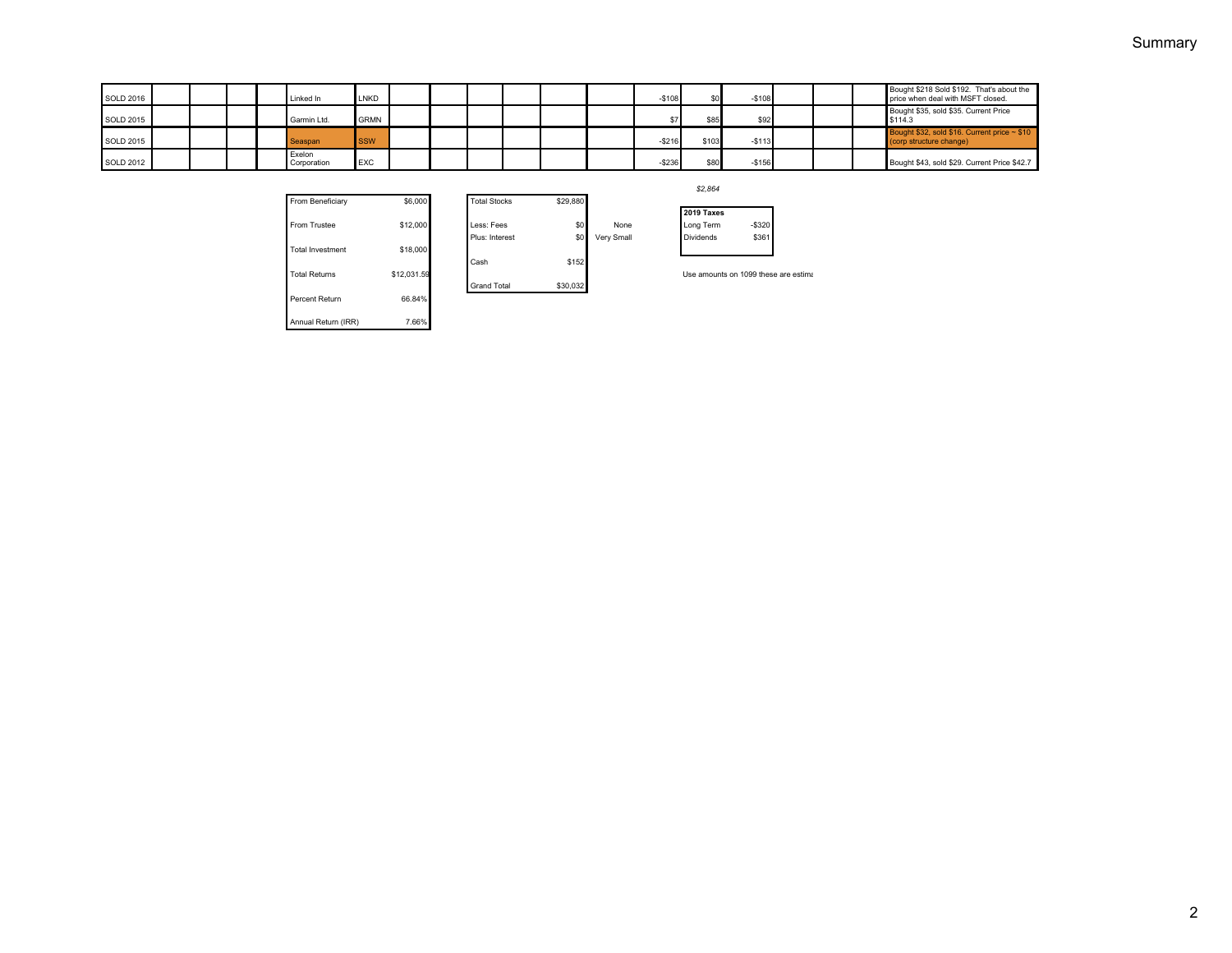| | | | | | | | | | | | | | | | | | |
|---|---|---|---|---|---|---|---|---|---|---|---|---|---|---|---|---|---|
| SOLD 2016 | | | | Linked In | LNKD | | | | | | -$108 | $0 | -$108 | | | | Bought $218 Sold $192. That's about the price when deal with MSFT closed. |
| SOLD 2015 | | | | Garmin Ltd. | GRMN | | | | | | $7 | $85 | $92 | | | | Bought $35, sold $35. Current Price $114.3 |
| SOLD 2015 | | | | Seaspan | SSW | | | | | | -$216 | $103 | -$113 | | | | Bought $32, sold $16. Current price ~ $10 (corp structure change) |
| SOLD 2012 | | | | Exelon Corporation | EXC | | | | | | -$236 | $80 | -$156 | | | | Bought $43, sold $29. Current Price $42.7 |

*$2,864*

| | |
|---|---|
| From Beneficiary | $6,000 |
| From Trustee | $12,000 |
| Total Investment | $18,000 |
| Total Returns | $12,031.59 |
| Percent Return | 66.84% |
| Annual Return (IRR) | 7.66% |

| | | |
|---|---|---|
| Total Stocks | $29,880 | |
| Less: Fees | $0 | None |
| Plus: Interest | $0 | Very Small |
| Cash | $152 | |
| Grand Total | $30,032 | |

| 2019 Taxes | |
|---|---|
| Long Term | -$320 |
| Dividends | $361 |

Use amounts on 1099 these are estima